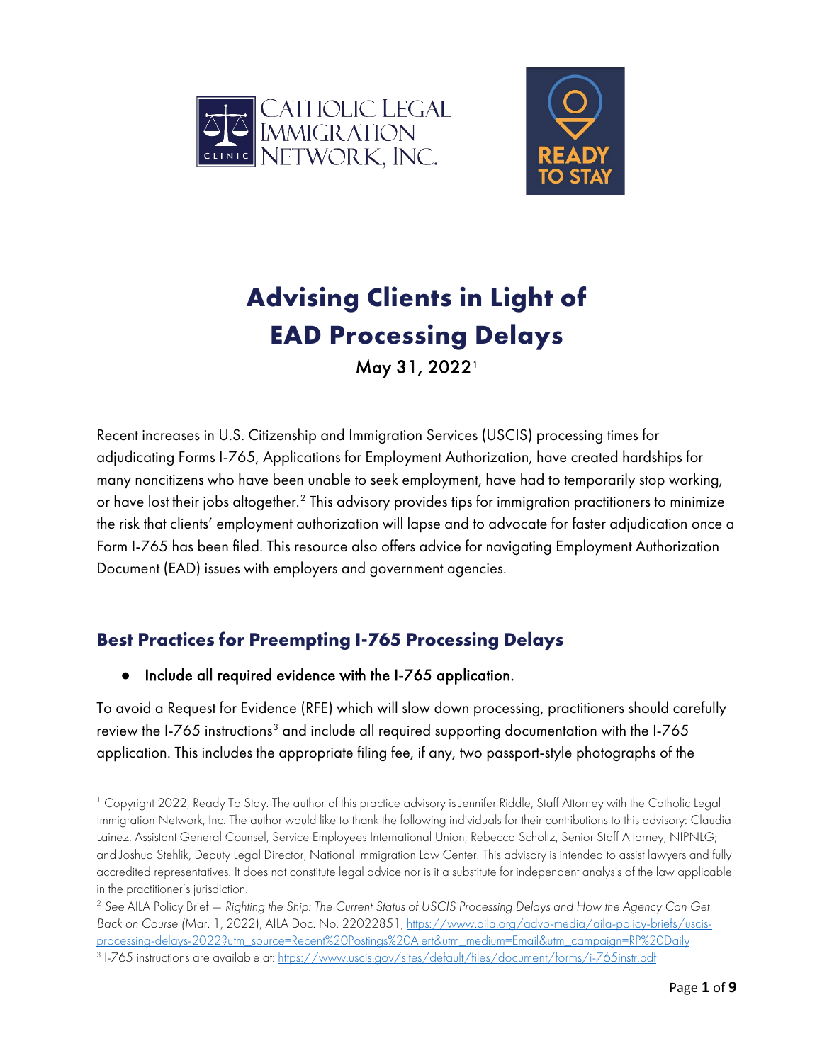# Advising Clients in Light of EAD Processing Delays

May 31, 2022[1]

Recent increases in U.S. Citizenship and Immigration Services (USCIS) processing times for adjudicating Forms I-765, Applications for Employment Authorization, have created hardships for many noncitizens who have been unable to seek employment, have had to temporarily stop working, or have lost their jobs altogether.[2] This advisory provides tips for immigration practitioners to minimize the risk that clients' employment authorization will lapse and to advocate for faster adjudication once a Form I-765 has been filed. This resource also offers advice for navigating Employment Authorization Document (EAD) issues with employers and government agencies.

## Best Practices for Preempting I-765 Processing Delays

- **Include all required evidence with the I-765 application.**

To avoid a Request for Evidence (RFE) which will slow down processing, practitioners should carefully review the I-765 instructions[3] and include all required supporting documentation with the I-765 application. This includes the appropriate filing fee, if any, two passport-style photographs of the

---

[1] Copyright 2022, Ready To Stay. The author of this practice advisory is Jennifer Riddle, Staff Attorney with the Catholic Legal Immigration Network, Inc. The author would like to thank the following individuals for their contributions to this advisory: Claudia Lainez, Assistant General Counsel, Service Employees International Union; Rebecca Scholtz, Senior Staff Attorney, NIPNLG; and Joshua Stehlik, Deputy Legal Director, National Immigration Law Center. This advisory is intended to assist lawyers and fully accredited representatives. It does not constitute legal advice nor is it a substitute for independent analysis of the law applicable in the practitioner's jurisdiction.

[2] *See* AILA Policy Brief – *Righting the Ship: The Current Status of USCIS Processing Delays and How the Agency Can Get Back on Course* (Mar. 1, 2022), AILA Doc. No. 22022851, https://www.aila.org/advo-media/aila-policy-briefs/uscis-processing-delays-2022?utm_source=Recent%20Postings%20Alert&utm_medium=Email&utm_campaign=RP%20Daily

[3] I-765 instructions are available at: https://www.uscis.gov/sites/default/files/document/forms/i-765instr.pdf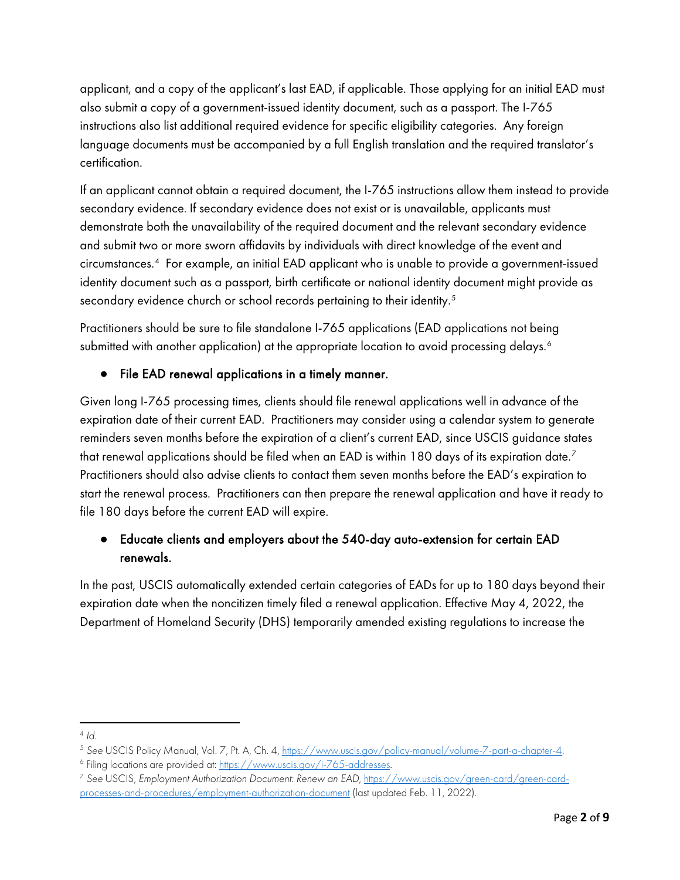applicant, and a copy of the applicant's last EAD, if applicable. Those applying for an initial EAD must also submit a copy of a government-issued identity document, such as a passport. The I-765 instructions also list additional required evidence for specific eligibility categories. Any foreign language documents must be accompanied by a full English translation and the required translator's certification.

If an applicant cannot obtain a required document, the I-765 instructions allow them instead to provide secondary evidence. If secondary evidence does not exist or is unavailable, applicants must demonstrate both the unavailability of the required document and the relevant secondary evidence and submit two or more sworn affidavits by individuals with direct knowledge of the event and circumstances.[4] For example, an initial EAD applicant who is unable to provide a government-issued identity document such as a passport, birth certificate or national identity document might provide as secondary evidence church or school records pertaining to their identity.[5]

Practitioners should be sure to file standalone I-765 applications (EAD applications not being submitted with another application) at the appropriate location to avoid processing delays.[6]

- **File EAD renewal applications in a timely manner.**

Given long I-765 processing times, clients should file renewal applications well in advance of the expiration date of their current EAD. Practitioners may consider using a calendar system to generate reminders seven months before the expiration of a client's current EAD, since USCIS guidance states that renewal applications should be filed when an EAD is within 180 days of its expiration date.[7] Practitioners should also advise clients to contact them seven months before the EAD's expiration to start the renewal process. Practitioners can then prepare the renewal application and have it ready to file 180 days before the current EAD will expire.

- **Educate clients and employers about the 540-day auto-extension for certain EAD renewals.**

In the past, USCIS automatically extended certain categories of EADs for up to 180 days beyond their expiration date when the noncitizen timely filed a renewal application. Effective May 4, 2022, the Department of Homeland Security (DHS) temporarily amended existing regulations to increase the

---

[4] *Id.*

[5] *See* USCIS Policy Manual, Vol. 7, Pt. A, Ch. 4, https://www.uscis.gov/policy-manual/volume-7-part-a-chapter-4.

[6] Filing locations are provided at: https://www.uscis.gov/i-765-addresses.

[7] *See* USCIS, *Employment Authorization Document: Renew an EAD*, https://www.uscis.gov/green-card/green-card-processes-and-procedures/employment-authorization-document (last updated Feb. 11, 2022).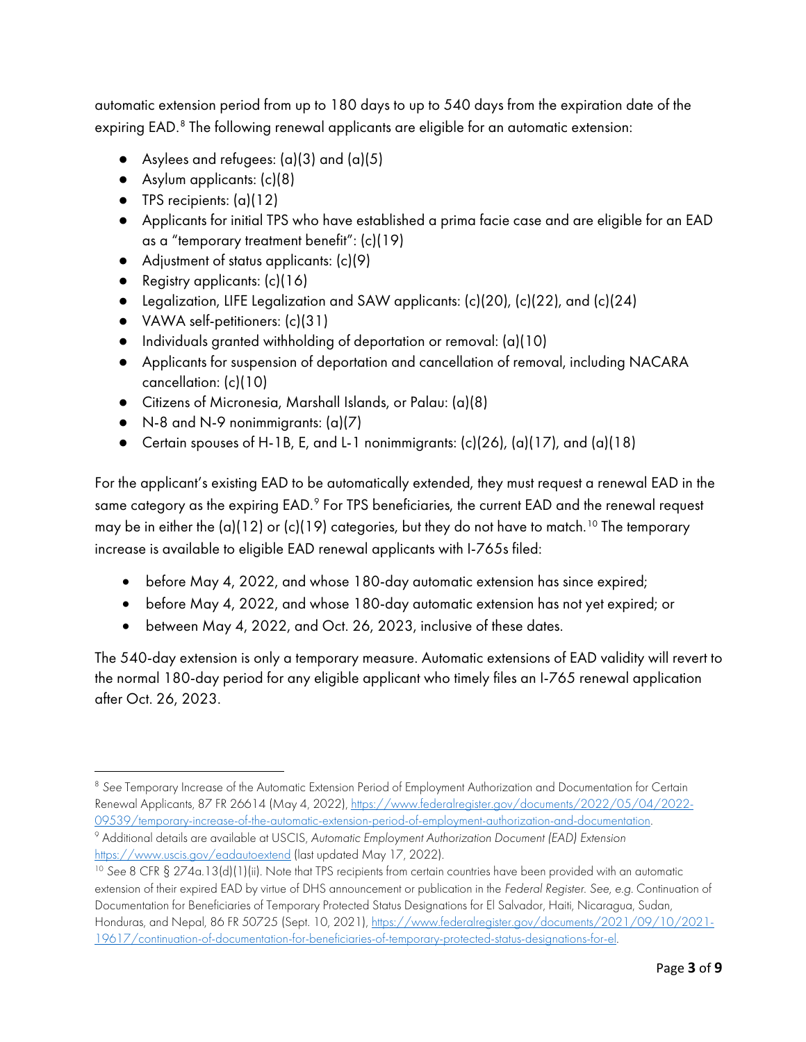automatic extension period from up to 180 days to up to 540 days from the expiration date of the expiring EAD.[8] The following renewal applicants are eligible for an automatic extension:

- Asylees and refugees: (a)(3) and (a)(5)
- Asylum applicants: (c)(8)
- TPS recipients: (a)(12)
- Applicants for initial TPS who have established a prima facie case and are eligible for an EAD as a "temporary treatment benefit": (c)(19)
- Adjustment of status applicants: (c)(9)
- Registry applicants: (c)(16)
- Legalization, LIFE Legalization and SAW applicants: (c)(20), (c)(22), and (c)(24)
- VAWA self-petitioners: (c)(31)
- Individuals granted withholding of deportation or removal: (a)(10)
- Applicants for suspension of deportation and cancellation of removal, including NACARA cancellation: (c)(10)
- Citizens of Micronesia, Marshall Islands, or Palau: (a)(8)
- N-8 and N-9 nonimmigrants: (a)(7)
- Certain spouses of H-1B, E, and L-1 nonimmigrants: (c)(26), (a)(17), and (a)(18)

For the applicant's existing EAD to be automatically extended, they must request a renewal EAD in the same category as the expiring EAD.[9] For TPS beneficiaries, the current EAD and the renewal request may be in either the (a)(12) or (c)(19) categories, but they do not have to match.[10] The temporary increase is available to eligible EAD renewal applicants with I-765s filed:

- before May 4, 2022, and whose 180-day automatic extension has since expired;
- before May 4, 2022, and whose 180-day automatic extension has not yet expired; or
- between May 4, 2022, and Oct. 26, 2023, inclusive of these dates.

The 540-day extension is only a temporary measure. Automatic extensions of EAD validity will revert to the normal 180-day period for any eligible applicant who timely files an I-765 renewal application after Oct. 26, 2023.

---

[8] *See* Temporary Increase of the Automatic Extension Period of Employment Authorization and Documentation for Certain Renewal Applicants, 87 FR 26614 (May 4, 2022), https://www.federalregister.gov/documents/2022/05/04/2022-09539/temporary-increase-of-the-automatic-extension-period-of-employment-authorization-and-documentation.

[9] Additional details are available at USCIS, *Automatic Employment Authorization Document (EAD) Extension* https://www.uscis.gov/eadautoextend (last updated May 17, 2022).

[10] *See* 8 CFR § 274a.13(d)(1)(ii). Note that TPS recipients from certain countries have been provided with an automatic extension of their expired EAD by virtue of DHS announcement or publication in the *Federal Register*. *See, e.g.* Continuation of Documentation for Beneficiaries of Temporary Protected Status Designations for El Salvador, Haiti, Nicaragua, Sudan, Honduras, and Nepal, 86 FR 50725 (Sept. 10, 2021), https://www.federalregister.gov/documents/2021/09/10/2021-19617/continuation-of-documentation-for-beneficiaries-of-temporary-protected-status-designations-for-el.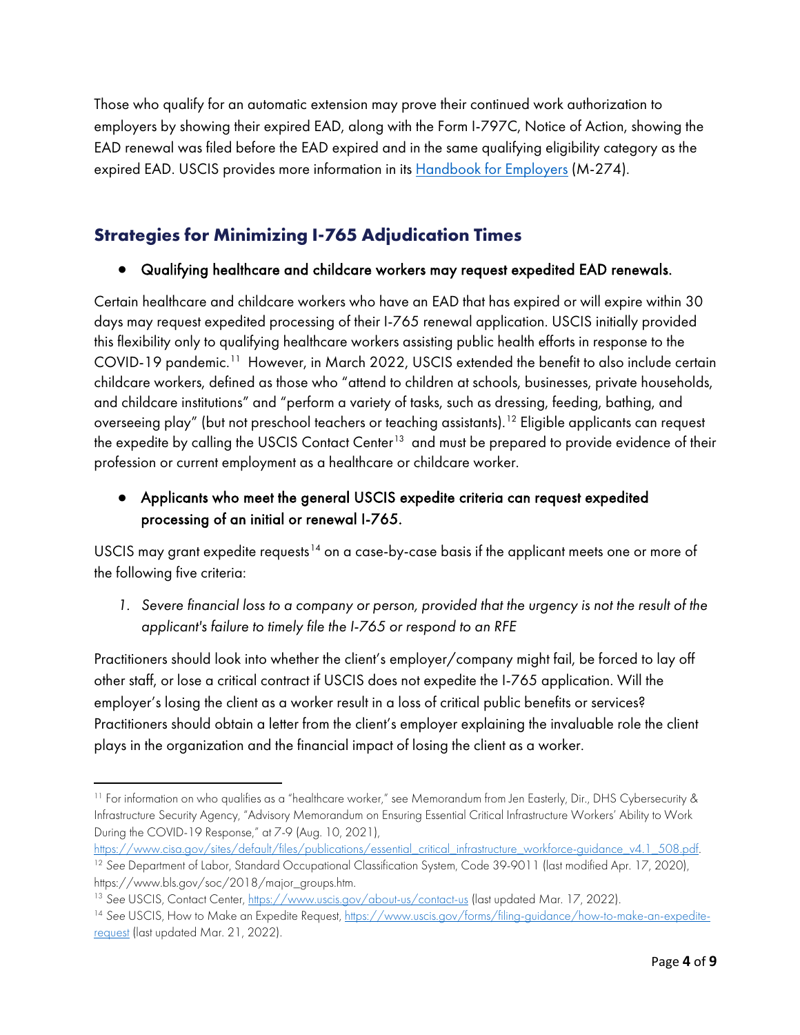Those who qualify for an automatic extension may prove their continued work authorization to employers by showing their expired EAD, along with the Form I-797C, Notice of Action, showing the EAD renewal was filed before the EAD expired and in the same qualifying eligibility category as the expired EAD. USCIS provides more information in its [Handbook for Employers](#) (M-274).

## Strategies for Minimizing I-765 Adjudication Times

- **Qualifying healthcare and childcare workers may request expedited EAD renewals.**

Certain healthcare and childcare workers who have an EAD that has expired or will expire within 30 days may request expedited processing of their I-765 renewal application. USCIS initially provided this flexibility only to qualifying healthcare workers assisting public health efforts in response to the COVID-19 pandemic.[11] However, in March 2022, USCIS extended the benefit to also include certain childcare workers, defined as those who "attend to children at schools, businesses, private households, and childcare institutions" and "perform a variety of tasks, such as dressing, feeding, bathing, and overseeing play" (but not preschool teachers or teaching assistants).[12] Eligible applicants can request the expedite by calling the USCIS Contact Center[13] and must be prepared to provide evidence of their profession or current employment as a healthcare or childcare worker.

- **Applicants who meet the general USCIS expedite criteria can request expedited processing of an initial or renewal I-765.**

USCIS may grant expedite requests[14] on a case-by-case basis if the applicant meets one or more of the following five criteria:

1. *Severe financial loss to a company or person, provided that the urgency is not the result of the applicant's failure to timely file the I-765 or respond to an RFE*

Practitioners should look into whether the client's employer/company might fail, be forced to lay off other staff, or lose a critical contract if USCIS does not expedite the I-765 application. Will the employer's losing the client as a worker result in a loss of critical public benefits or services? Practitioners should obtain a letter from the client's employer explaining the invaluable role the client plays in the organization and the financial impact of losing the client as a worker.

---

[11] For information on who qualifies as a "healthcare worker," see Memorandum from Jen Easterly, Dir., DHS Cybersecurity & Infrastructure Security Agency, "Advisory Memorandum on Ensuring Essential Critical Infrastructure Workers' Ability to Work During the COVID-19 Response," at 7-9 (Aug. 10, 2021), https://www.cisa.gov/sites/default/files/publications/essential_critical_infrastructure_workforce-guidance_v4.1_508.pdf.

[12] *See* Department of Labor, Standard Occupational Classification System, Code 39-9011 (last modified Apr. 17, 2020), https://www.bls.gov/soc/2018/major_groups.htm.

[13] *See* USCIS, Contact Center, https://www.uscis.gov/about-us/contact-us (last updated Mar. 17, 2022).

[14] *See* USCIS, How to Make an Expedite Request, https://www.uscis.gov/forms/filing-guidance/how-to-make-an-expedite-request (last updated Mar. 21, 2022).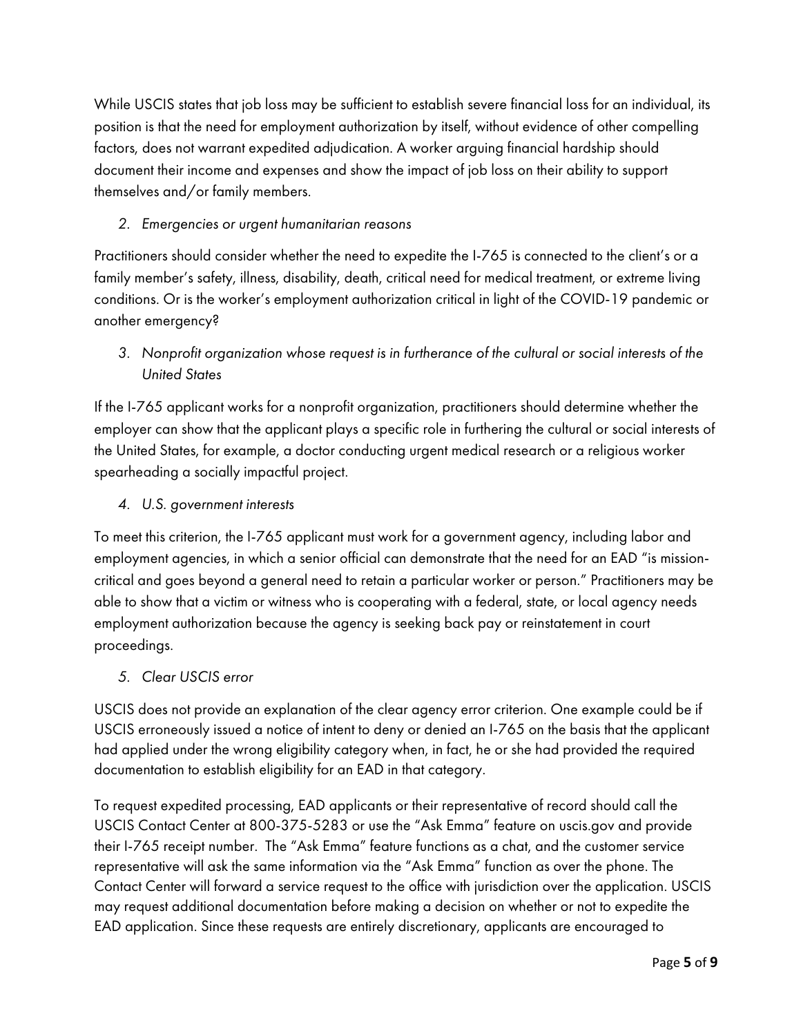While USCIS states that job loss may be sufficient to establish severe financial loss for an individual, its position is that the need for employment authorization by itself, without evidence of other compelling factors, does not warrant expedited adjudication. A worker arguing financial hardship should document their income and expenses and show the impact of job loss on their ability to support themselves and/or family members.

2. *Emergencies or urgent humanitarian reasons*

Practitioners should consider whether the need to expedite the I-765 is connected to the client's or a family member's safety, illness, disability, death, critical need for medical treatment, or extreme living conditions. Or is the worker's employment authorization critical in light of the COVID-19 pandemic or another emergency?

3. *Nonprofit organization whose request is in furtherance of the cultural or social interests of the United States*

If the I-765 applicant works for a nonprofit organization, practitioners should determine whether the employer can show that the applicant plays a specific role in furthering the cultural or social interests of the United States, for example, a doctor conducting urgent medical research or a religious worker spearheading a socially impactful project.

4. *U.S. government interests*

To meet this criterion, the I-765 applicant must work for a government agency, including labor and employment agencies, in which a senior official can demonstrate that the need for an EAD "is mission-critical and goes beyond a general need to retain a particular worker or person." Practitioners may be able to show that a victim or witness who is cooperating with a federal, state, or local agency needs employment authorization because the agency is seeking back pay or reinstatement in court proceedings.

5. *Clear USCIS error*

USCIS does not provide an explanation of the clear agency error criterion. One example could be if USCIS erroneously issued a notice of intent to deny or denied an I-765 on the basis that the applicant had applied under the wrong eligibility category when, in fact, he or she had provided the required documentation to establish eligibility for an EAD in that category.

To request expedited processing, EAD applicants or their representative of record should call the USCIS Contact Center at 800-375-5283 or use the "Ask Emma" feature on uscis.gov and provide their I-765 receipt number. The "Ask Emma" feature functions as a chat, and the customer service representative will ask the same information via the "Ask Emma" function as over the phone. The Contact Center will forward a service request to the office with jurisdiction over the application. USCIS may request additional documentation before making a decision on whether or not to expedite the EAD application. Since these requests are entirely discretionary, applicants are encouraged to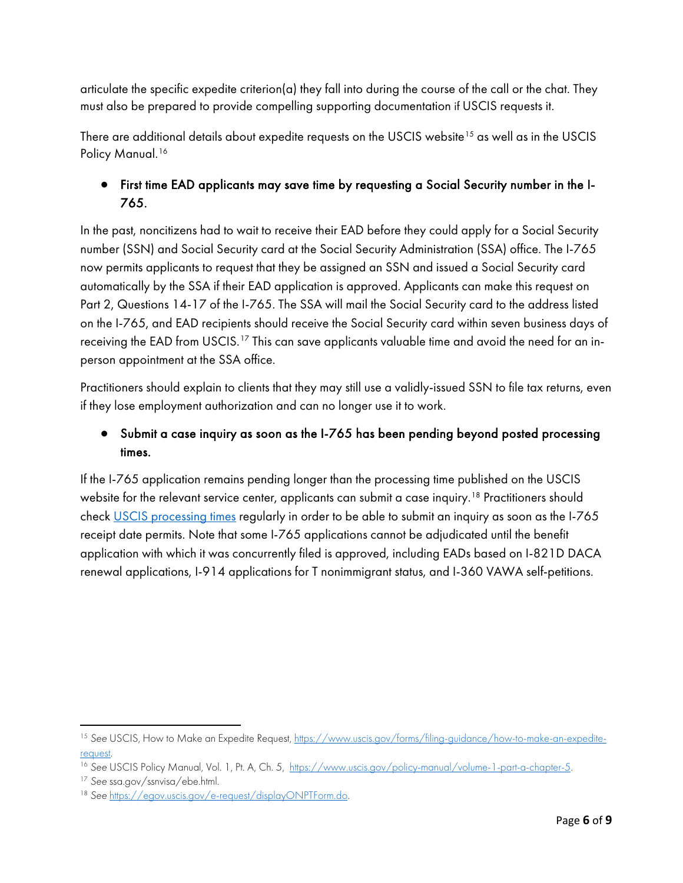articulate the specific expedite criterion(a) they fall into during the course of the call or the chat. They must also be prepared to provide compelling supporting documentation if USCIS requests it.

There are additional details about expedite requests on the USCIS website[15] as well as in the USCIS Policy Manual.[16]

- **First time EAD applicants may save time by requesting a Social Security number in the I-765.**

In the past, noncitizens had to wait to receive their EAD before they could apply for a Social Security number (SSN) and Social Security card at the Social Security Administration (SSA) office. The I-765 now permits applicants to request that they be assigned an SSN and issued a Social Security card automatically by the SSA if their EAD application is approved. Applicants can make this request on Part 2, Questions 14-17 of the I-765. The SSA will mail the Social Security card to the address listed on the I-765, and EAD recipients should receive the Social Security card within seven business days of receiving the EAD from USCIS.[17] This can save applicants valuable time and avoid the need for an in-person appointment at the SSA office.

Practitioners should explain to clients that they may still use a validly-issued SSN to file tax returns, even if they lose employment authorization and can no longer use it to work.

- **Submit a case inquiry as soon as the I-765 has been pending beyond posted processing times.**

If the I-765 application remains pending longer than the processing time published on the USCIS website for the relevant service center, applicants can submit a case inquiry.[18] Practitioners should check [USCIS processing times](https://egov.uscis.gov/processing-times/) regularly in order to be able to submit an inquiry as soon as the I-765 receipt date permits. Note that some I-765 applications cannot be adjudicated until the benefit application with which it was concurrently filed is approved, including EADs based on I-821D DACA renewal applications, I-914 applications for T nonimmigrant status, and I-360 VAWA self-petitions.

---

[15] *See* USCIS, How to Make an Expedite Request, https://www.uscis.gov/forms/filing-guidance/how-to-make-an-expedite-request.

[16] *See* USCIS Policy Manual, Vol. 1, Pt. A, Ch. 5, https://www.uscis.gov/policy-manual/volume-1-part-a-chapter-5.

[17] *See* ssa.gov/ssnvisa/ebe.html.

[18] *See* https://egov.uscis.gov/e-request/displayONPTForm.do.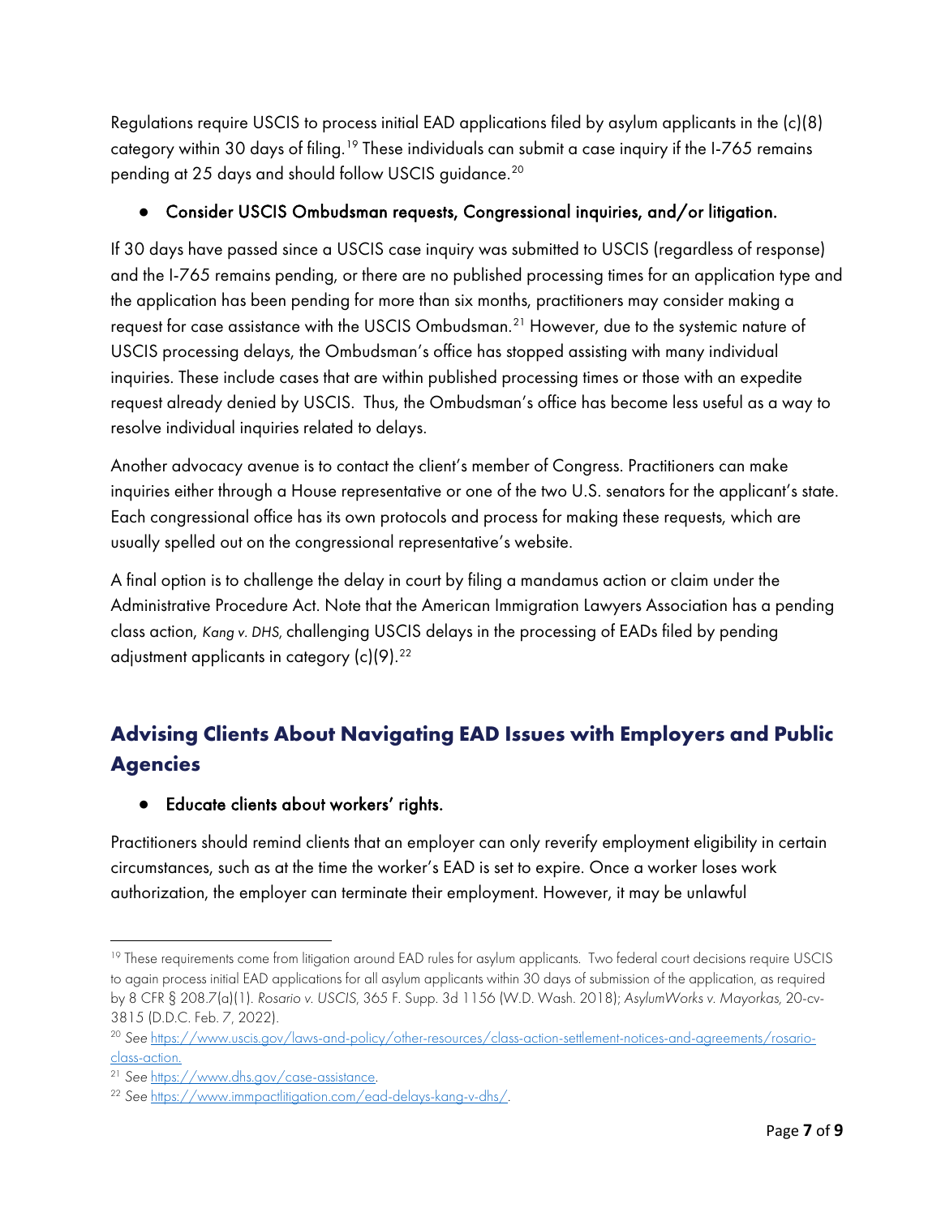Regulations require USCIS to process initial EAD applications filed by asylum applicants in the (c)(8) category within 30 days of filing.[19] These individuals can submit a case inquiry if the I-765 remains pending at 25 days and should follow USCIS guidance.[20]

- **Consider USCIS Ombudsman requests, Congressional inquiries, and/or litigation.**

If 30 days have passed since a USCIS case inquiry was submitted to USCIS (regardless of response) and the I-765 remains pending, or there are no published processing times for an application type and the application has been pending for more than six months, practitioners may consider making a request for case assistance with the USCIS Ombudsman.[21] However, due to the systemic nature of USCIS processing delays, the Ombudsman's office has stopped assisting with many individual inquiries. These include cases that are within published processing times or those with an expedite request already denied by USCIS. Thus, the Ombudsman's office has become less useful as a way to resolve individual inquiries related to delays.

Another advocacy avenue is to contact the client's member of Congress. Practitioners can make inquiries either through a House representative or one of the two U.S. senators for the applicant's state. Each congressional office has its own protocols and process for making these requests, which are usually spelled out on the congressional representative's website.

A final option is to challenge the delay in court by filing a mandamus action or claim under the Administrative Procedure Act. Note that the American Immigration Lawyers Association has a pending class action, *Kang v. DHS*, challenging USCIS delays in the processing of EADs filed by pending adjustment applicants in category (c)(9).[22]

## Advising Clients About Navigating EAD Issues with Employers and Public Agencies

- **Educate clients about workers' rights.**

Practitioners should remind clients that an employer can only reverify employment eligibility in certain circumstances, such as at the time the worker's EAD is set to expire. Once a worker loses work authorization, the employer can terminate their employment. However, it may be unlawful

---

[19] These requirements come from litigation around EAD rules for asylum applicants. Two federal court decisions require USCIS to again process initial EAD applications for all asylum applicants within 30 days of submission of the application, as required by 8 CFR § 208.7(a)(1). *Rosario v. USCIS*, 365 F. Supp. 3d 1156 (W.D. Wash. 2018); *AsylumWorks v. Mayorkas*, 20-cv-3815 (D.D.C. Feb. 7, 2022).

[20] *See* https://www.uscis.gov/laws-and-policy/other-resources/class-action-settlement-notices-and-agreements/rosario-class-action.

[21] *See* https://www.dhs.gov/case-assistance.

[22] *See* https://www.immpactlitigation.com/ead-delays-kang-v-dhs/.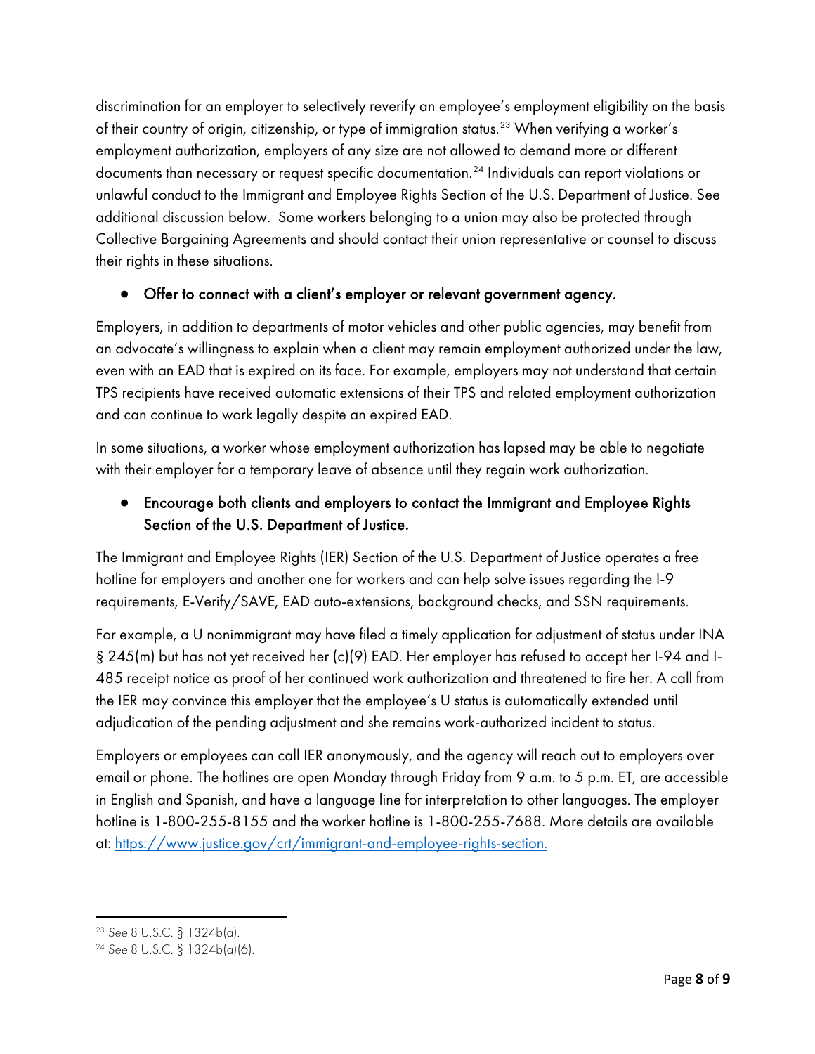discrimination for an employer to selectively reverify an employee's employment eligibility on the basis of their country of origin, citizenship, or type of immigration status.[23] When verifying a worker's employment authorization, employers of any size are not allowed to demand more or different documents than necessary or request specific documentation.[24] Individuals can report violations or unlawful conduct to the Immigrant and Employee Rights Section of the U.S. Department of Justice. See additional discussion below. Some workers belonging to a union may also be protected through Collective Bargaining Agreements and should contact their union representative or counsel to discuss their rights in these situations.

- **Offer to connect with a client's employer or relevant government agency.**

Employers, in addition to departments of motor vehicles and other public agencies, may benefit from an advocate's willingness to explain when a client may remain employment authorized under the law, even with an EAD that is expired on its face. For example, employers may not understand that certain TPS recipients have received automatic extensions of their TPS and related employment authorization and can continue to work legally despite an expired EAD.

In some situations, a worker whose employment authorization has lapsed may be able to negotiate with their employer for a temporary leave of absence until they regain work authorization.

- **Encourage both clients and employers to contact the Immigrant and Employee Rights Section of the U.S. Department of Justice.**

The Immigrant and Employee Rights (IER) Section of the U.S. Department of Justice operates a free hotline for employers and another one for workers and can help solve issues regarding the I-9 requirements, E-Verify/SAVE, EAD auto-extensions, background checks, and SSN requirements.

For example, a U nonimmigrant may have filed a timely application for adjustment of status under INA § 245(m) but has not yet received her (c)(9) EAD. Her employer has refused to accept her I-94 and I-485 receipt notice as proof of her continued work authorization and threatened to fire her. A call from the IER may convince this employer that the employee's U status is automatically extended until adjudication of the pending adjustment and she remains work-authorized incident to status.

Employers or employees can call IER anonymously, and the agency will reach out to employers over email or phone. The hotlines are open Monday through Friday from 9 a.m. to 5 p.m. ET, are accessible in English and Spanish, and have a language line for interpretation to other languages. The employer hotline is 1-800-255-8155 and the worker hotline is 1-800-255-7688. More details are available at: [https://www.justice.gov/crt/immigrant-and-employee-rights-section.](https://www.justice.gov/crt/immigrant-and-employee-rights-section)

---

[23] *See* 8 U.S.C. § 1324b(a).

[24] *See* 8 U.S.C. § 1324b(a)(6).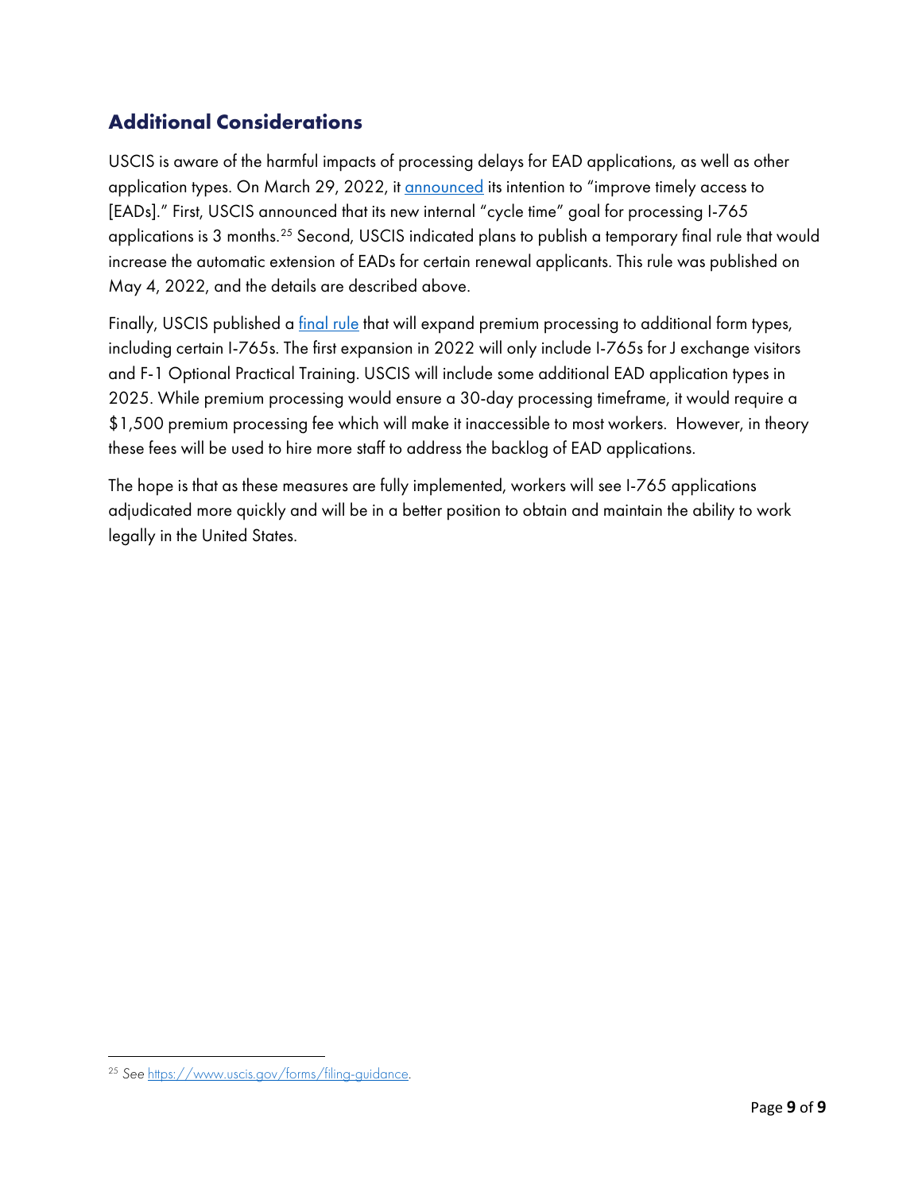## Additional Considerations

USCIS is aware of the harmful impacts of processing delays for EAD applications, as well as other application types. On March 29, 2022, it announced its intention to "improve timely access to [EADs]." First, USCIS announced that its new internal "cycle time" goal for processing I-765 applications is 3 months.[25] Second, USCIS indicated plans to publish a temporary final rule that would increase the automatic extension of EADs for certain renewal applicants. This rule was published on May 4, 2022, and the details are described above.

Finally, USCIS published a final rule that will expand premium processing to additional form types, including certain I-765s. The first expansion in 2022 will only include I-765s for J exchange visitors and F-1 Optional Practical Training. USCIS will include some additional EAD application types in 2025. While premium processing would ensure a 30-day processing timeframe, it would require a $1,500 premium processing fee which will make it inaccessible to most workers. However, in theory these fees will be used to hire more staff to address the backlog of EAD applications.

The hope is that as these measures are fully implemented, workers will see I-765 applications adjudicated more quickly and will be in a better position to obtain and maintain the ability to work legally in the United States.

---

[25] *See* https://www.uscis.gov/forms/filing-guidance.